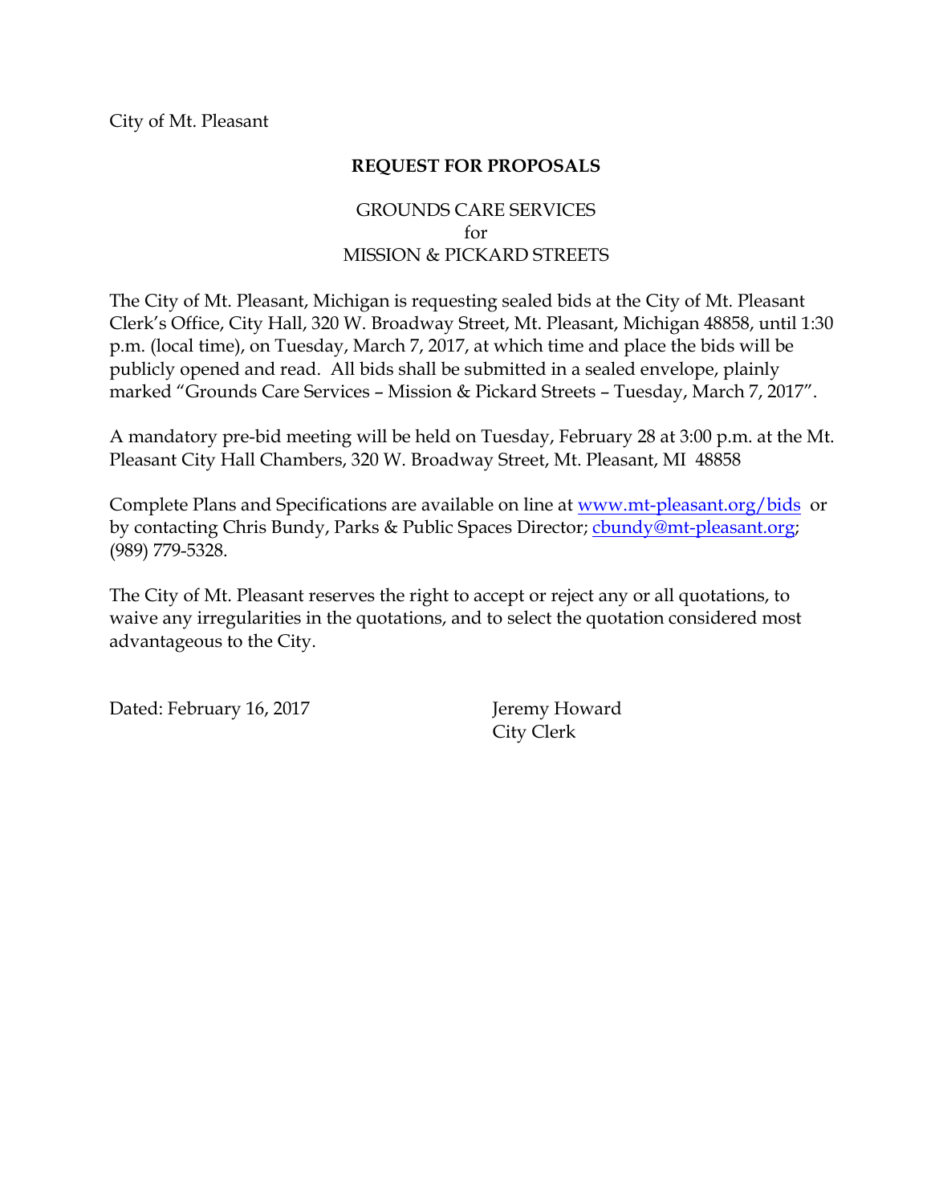City of Mt. Pleasant

## REQUEST FOR PROPOSALS

GROUNDS CARE SERVICES
for
MISSION & PICKARD STREETS

The City of Mt. Pleasant, Michigan is requesting sealed bids at the City of Mt. Pleasant Clerk's Office, City Hall, 320 W. Broadway Street, Mt. Pleasant, Michigan 48858, until 1:30 p.m. (local time), on Tuesday, March 7, 2017, at which time and place the bids will be publicly opened and read. All bids shall be submitted in a sealed envelope, plainly marked "Grounds Care Services – Mission & Pickard Streets – Tuesday, March 7, 2017".

A mandatory pre-bid meeting will be held on Tuesday, February 28 at 3:00 p.m. at the Mt. Pleasant City Hall Chambers, 320 W. Broadway Street, Mt. Pleasant, MI 48858

Complete Plans and Specifications are available on line at www.mt-pleasant.org/bids or by contacting Chris Bundy, Parks & Public Spaces Director; cbundy@mt-pleasant.org; (989) 779-5328.

The City of Mt. Pleasant reserves the right to accept or reject any or all quotations, to waive any irregularities in the quotations, and to select the quotation considered most advantageous to the City.

Dated: February 16, 2017

Jeremy Howard
City Clerk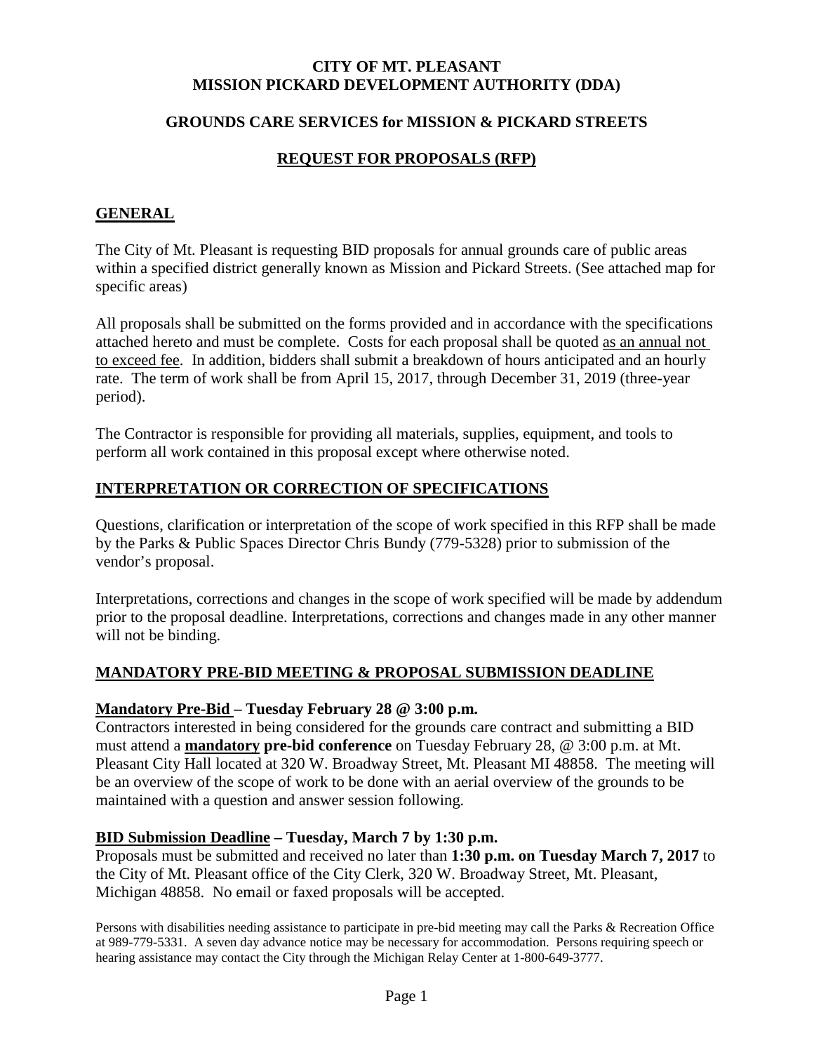**CITY OF MT. PLEASANT**
**MISSION PICKARD DEVELOPMENT AUTHORITY (DDA)**

**GROUNDS CARE SERVICES for MISSION & PICKARD STREETS**

**REQUEST FOR PROPOSALS (RFP)**

## GENERAL

The City of Mt. Pleasant is requesting BID proposals for annual grounds care of public areas within a specified district generally known as Mission and Pickard Streets. (See attached map for specific areas)

All proposals shall be submitted on the forms provided and in accordance with the specifications attached hereto and must be complete. Costs for each proposal shall be quoted as an annual not to exceed fee. In addition, bidders shall submit a breakdown of hours anticipated and an hourly rate. The term of work shall be from April 15, 2017, through December 31, 2019 (three-year period).

The Contractor is responsible for providing all materials, supplies, equipment, and tools to perform all work contained in this proposal except where otherwise noted.

## INTERPRETATION OR CORRECTION OF SPECIFICATIONS

Questions, clarification or interpretation of the scope of work specified in this RFP shall be made by the Parks & Public Spaces Director Chris Bundy (779-5328) prior to submission of the vendor's proposal.

Interpretations, corrections and changes in the scope of work specified will be made by addendum prior to the proposal deadline. Interpretations, corrections and changes made in any other manner will not be binding.

## MANDATORY PRE-BID MEETING & PROPOSAL SUBMISSION DEADLINE

**Mandatory Pre-Bid – Tuesday February 28 @ 3:00 p.m.**

Contractors interested in being considered for the grounds care contract and submitting a BID must attend a **mandatory pre-bid conference** on Tuesday February 28, @ 3:00 p.m. at Mt. Pleasant City Hall located at 320 W. Broadway Street, Mt. Pleasant MI 48858. The meeting will be an overview of the scope of work to be done with an aerial overview of the grounds to be maintained with a question and answer session following.

**BID Submission Deadline – Tuesday, March 7 by 1:30 p.m.**

Proposals must be submitted and received no later than **1:30 p.m. on Tuesday March 7, 2017** to the City of Mt. Pleasant office of the City Clerk, 320 W. Broadway Street, Mt. Pleasant, Michigan 48858. No email or faxed proposals will be accepted.

Persons with disabilities needing assistance to participate in pre-bid meeting may call the Parks & Recreation Office at 989-779-5331. A seven day advance notice may be necessary for accommodation. Persons requiring speech or hearing assistance may contact the City through the Michigan Relay Center at 1-800-649-3777.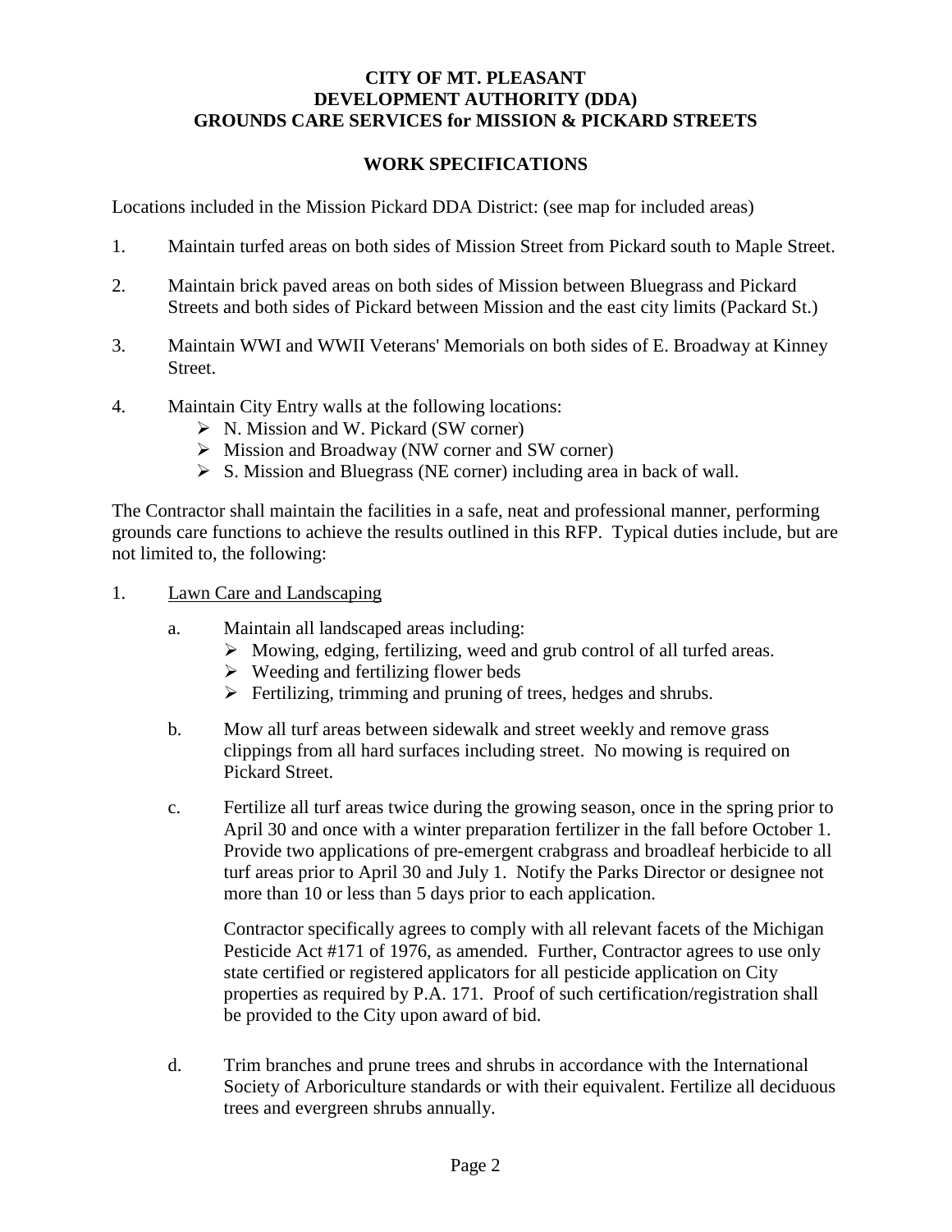**CITY OF MT. PLEASANT**
**DEVELOPMENT AUTHORITY (DDA)**
**GROUNDS CARE SERVICES for MISSION & PICKARD STREETS**

**WORK SPECIFICATIONS**

Locations included in the Mission Pickard DDA District: (see map for included areas)

1. Maintain turfed areas on both sides of Mission Street from Pickard south to Maple Street.

2. Maintain brick paved areas on both sides of Mission between Bluegrass and Pickard Streets and both sides of Pickard between Mission and the east city limits (Packard St.)

3. Maintain WWI and WWII Veterans' Memorials on both sides of E. Broadway at Kinney Street.

4. Maintain City Entry walls at the following locations:
   - N. Mission and W. Pickard (SW corner)
   - Mission and Broadway (NW corner and SW corner)
   - S. Mission and Bluegrass (NE corner) including area in back of wall.

The Contractor shall maintain the facilities in a safe, neat and professional manner, performing grounds care functions to achieve the results outlined in this RFP. Typical duties include, but are not limited to, the following:

1. <u>Lawn Care and Landscaping</u>

   a. Maintain all landscaped areas including:
      - Mowing, edging, fertilizing, weed and grub control of all turfed areas.
      - Weeding and fertilizing flower beds
      - Fertilizing, trimming and pruning of trees, hedges and shrubs.

   b. Mow all turf areas between sidewalk and street weekly and remove grass clippings from all hard surfaces including street. No mowing is required on Pickard Street.

   c. Fertilize all turf areas twice during the growing season, once in the spring prior to April 30 and once with a winter preparation fertilizer in the fall before October 1. Provide two applications of pre-emergent crabgrass and broadleaf herbicide to all turf areas prior to April 30 and July 1. Notify the Parks Director or designee not more than 10 or less than 5 days prior to each application.

      Contractor specifically agrees to comply with all relevant facets of the Michigan Pesticide Act #171 of 1976, as amended. Further, Contractor agrees to use only state certified or registered applicators for all pesticide application on City properties as required by P.A. 171. Proof of such certification/registration shall be provided to the City upon award of bid.

   d. Trim branches and prune trees and shrubs in accordance with the International Society of Arboriculture standards or with their equivalent. Fertilize all deciduous trees and evergreen shrubs annually.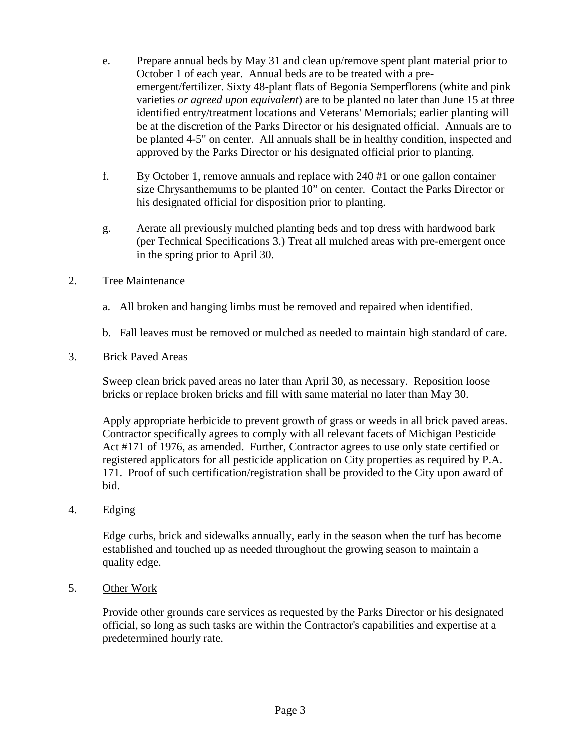e. Prepare annual beds by May 31 and clean up/remove spent plant material prior to October 1 of each year. Annual beds are to be treated with a pre-emergent/fertilizer. Sixty 48-plant flats of Begonia Semperflorens (white and pink varieties *or agreed upon equivalent*) are to be planted no later than June 15 at three identified entry/treatment locations and Veterans' Memorials; earlier planting will be at the discretion of the Parks Director or his designated official. Annuals are to be planted 4-5" on center. All annuals shall be in healthy condition, inspected and approved by the Parks Director or his designated official prior to planting.

f. By October 1, remove annuals and replace with 240 #1 or one gallon container size Chrysanthemums to be planted 10" on center. Contact the Parks Director or his designated official for disposition prior to planting.

g. Aerate all previously mulched planting beds and top dress with hardwood bark (per Technical Specifications 3.) Treat all mulched areas with pre-emergent once in the spring prior to April 30.

2. <u>Tree Maintenance</u>

   a. All broken and hanging limbs must be removed and repaired when identified.

   b. Fall leaves must be removed or mulched as needed to maintain high standard of care.

3. <u>Brick Paved Areas</u>

   Sweep clean brick paved areas no later than April 30, as necessary. Reposition loose bricks or replace broken bricks and fill with same material no later than May 30.

   Apply appropriate herbicide to prevent growth of grass or weeds in all brick paved areas. Contractor specifically agrees to comply with all relevant facets of Michigan Pesticide Act #171 of 1976, as amended. Further, Contractor agrees to use only state certified or registered applicators for all pesticide application on City properties as required by P.A. 171. Proof of such certification/registration shall be provided to the City upon award of bid.

4. <u>Edging</u>

   Edge curbs, brick and sidewalks annually, early in the season when the turf has become established and touched up as needed throughout the growing season to maintain a quality edge.

5. <u>Other Work</u>

   Provide other grounds care services as requested by the Parks Director or his designated official, so long as such tasks are within the Contractor's capabilities and expertise at a predetermined hourly rate.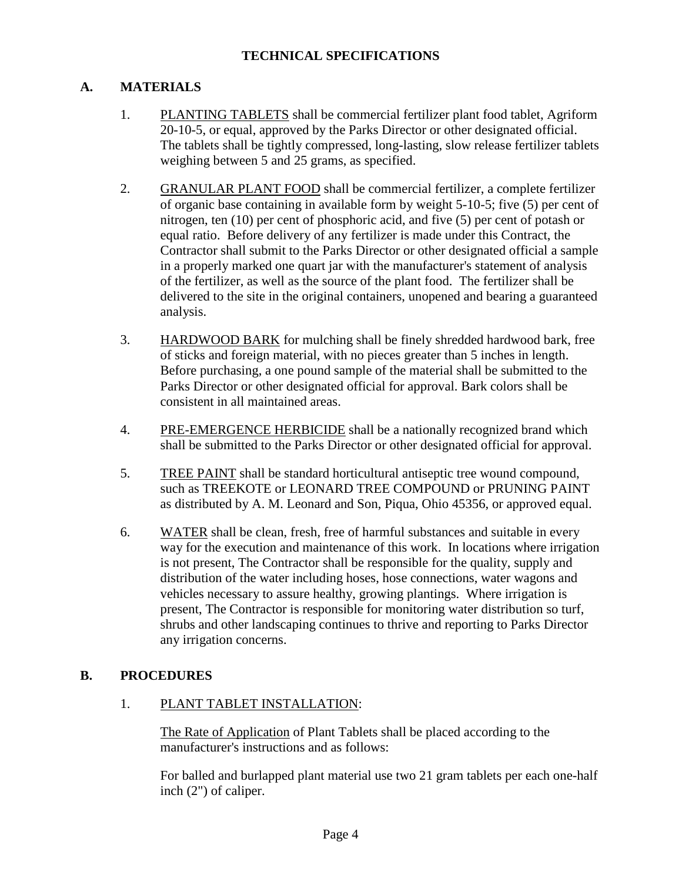# TECHNICAL SPECIFICATIONS

## A. MATERIALS

1. PLANTING TABLETS shall be commercial fertilizer plant food tablet, Agriform 20-10-5, or equal, approved by the Parks Director or other designated official. The tablets shall be tightly compressed, long-lasting, slow release fertilizer tablets weighing between 5 and 25 grams, as specified.

2. GRANULAR PLANT FOOD shall be commercial fertilizer, a complete fertilizer of organic base containing in available form by weight 5-10-5; five (5) per cent of nitrogen, ten (10) per cent of phosphoric acid, and five (5) per cent of potash or equal ratio. Before delivery of any fertilizer is made under this Contract, the Contractor shall submit to the Parks Director or other designated official a sample in a properly marked one quart jar with the manufacturer's statement of analysis of the fertilizer, as well as the source of the plant food. The fertilizer shall be delivered to the site in the original containers, unopened and bearing a guaranteed analysis.

3. HARDWOOD BARK for mulching shall be finely shredded hardwood bark, free of sticks and foreign material, with no pieces greater than 5 inches in length. Before purchasing, a one pound sample of the material shall be submitted to the Parks Director or other designated official for approval. Bark colors shall be consistent in all maintained areas.

4. PRE-EMERGENCE HERBICIDE shall be a nationally recognized brand which shall be submitted to the Parks Director or other designated official for approval.

5. TREE PAINT shall be standard horticultural antiseptic tree wound compound, such as TREEKOTE or LEONARD TREE COMPOUND or PRUNING PAINT as distributed by A. M. Leonard and Son, Piqua, Ohio 45356, or approved equal.

6. WATER shall be clean, fresh, free of harmful substances and suitable in every way for the execution and maintenance of this work. In locations where irrigation is not present, The Contractor shall be responsible for the quality, supply and distribution of the water including hoses, hose connections, water wagons and vehicles necessary to assure healthy, growing plantings. Where irrigation is present, The Contractor is responsible for monitoring water distribution so turf, shrubs and other landscaping continues to thrive and reporting to Parks Director any irrigation concerns.

## B. PROCEDURES

1. PLANT TABLET INSTALLATION:

   The Rate of Application of Plant Tablets shall be placed according to the manufacturer's instructions and as follows:

   For balled and burlapped plant material use two 21 gram tablets per each one-half inch (2") of caliper.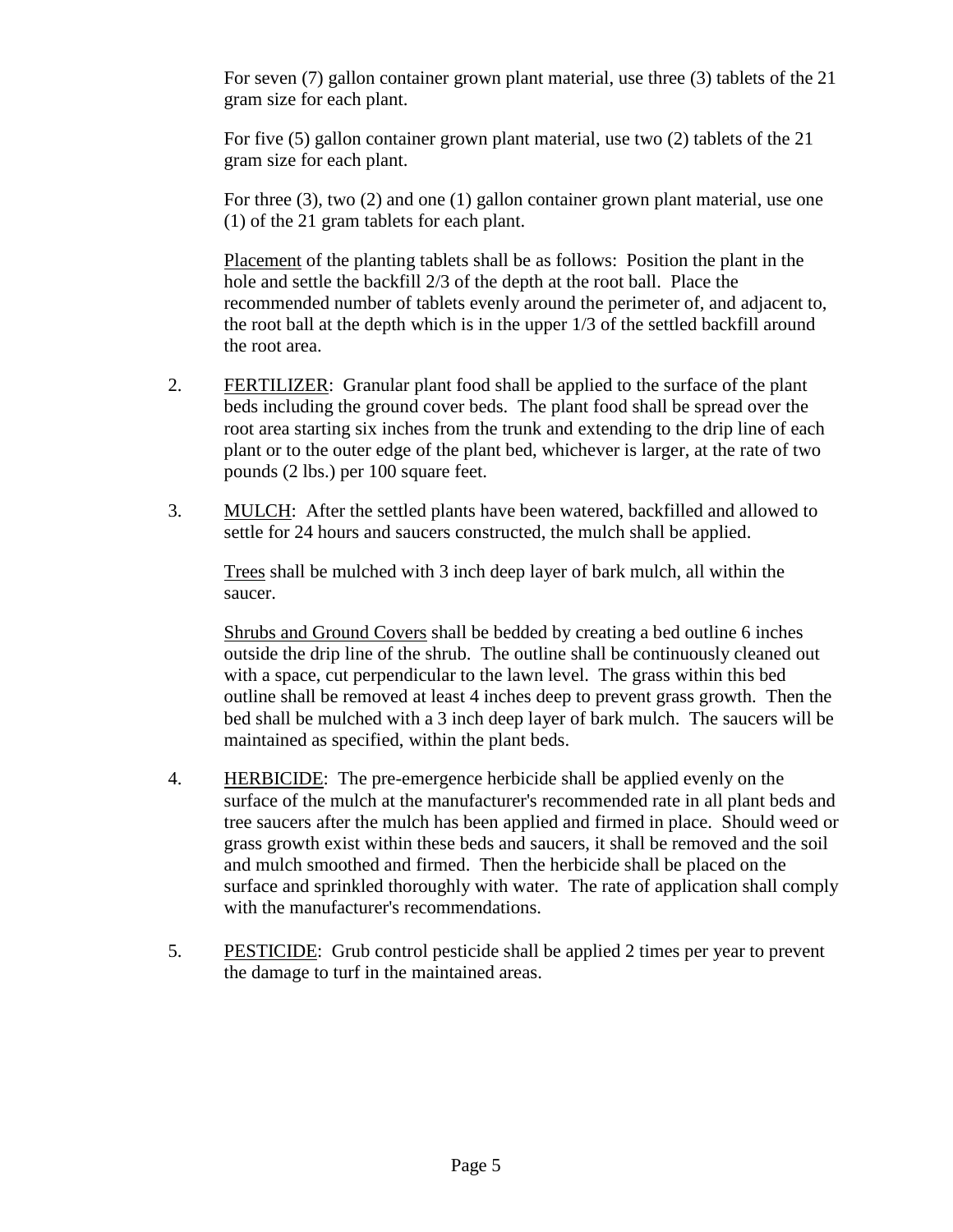For seven (7) gallon container grown plant material, use three (3) tablets of the 21 gram size for each plant.

For five (5) gallon container grown plant material, use two (2) tablets of the 21 gram size for each plant.

For three (3), two (2) and one (1) gallon container grown plant material, use one (1) of the 21 gram tablets for each plant.

Placement of the planting tablets shall be as follows: Position the plant in the hole and settle the backfill 2/3 of the depth at the root ball. Place the recommended number of tablets evenly around the perimeter of, and adjacent to, the root ball at the depth which is in the upper 1/3 of the settled backfill around the root area.

2. FERTILIZER: Granular plant food shall be applied to the surface of the plant beds including the ground cover beds. The plant food shall be spread over the root area starting six inches from the trunk and extending to the drip line of each plant or to the outer edge of the plant bed, whichever is larger, at the rate of two pounds (2 lbs.) per 100 square feet.

3. MULCH: After the settled plants have been watered, backfilled and allowed to settle for 24 hours and saucers constructed, the mulch shall be applied.

   Trees shall be mulched with 3 inch deep layer of bark mulch, all within the saucer.

   Shrubs and Ground Covers shall be bedded by creating a bed outline 6 inches outside the drip line of the shrub. The outline shall be continuously cleaned out with a space, cut perpendicular to the lawn level. The grass within this bed outline shall be removed at least 4 inches deep to prevent grass growth. Then the bed shall be mulched with a 3 inch deep layer of bark mulch. The saucers will be maintained as specified, within the plant beds.

4. HERBICIDE: The pre-emergence herbicide shall be applied evenly on the surface of the mulch at the manufacturer's recommended rate in all plant beds and tree saucers after the mulch has been applied and firmed in place. Should weed or grass growth exist within these beds and saucers, it shall be removed and the soil and mulch smoothed and firmed. Then the herbicide shall be placed on the surface and sprinkled thoroughly with water. The rate of application shall comply with the manufacturer's recommendations.

5. PESTICIDE: Grub control pesticide shall be applied 2 times per year to prevent the damage to turf in the maintained areas.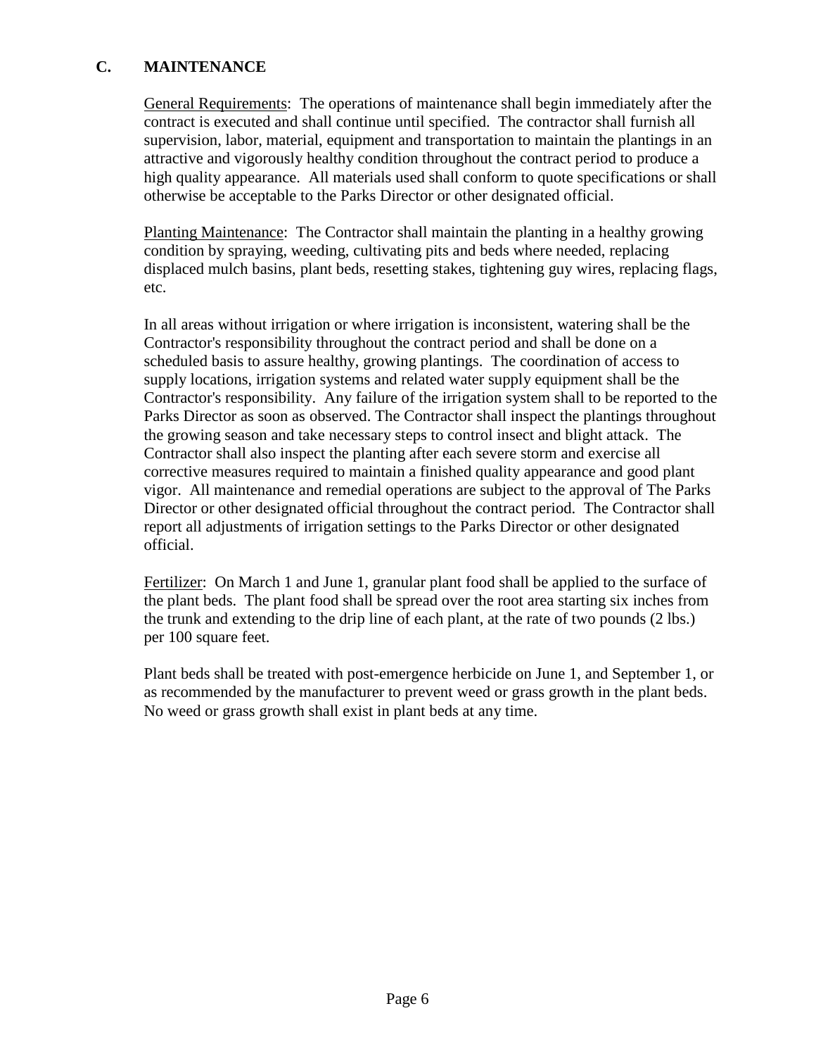## C. MAINTENANCE

<u>General Requirements</u>: The operations of maintenance shall begin immediately after the contract is executed and shall continue until specified. The contractor shall furnish all supervision, labor, material, equipment and transportation to maintain the plantings in an attractive and vigorously healthy condition throughout the contract period to produce a high quality appearance. All materials used shall conform to quote specifications or shall otherwise be acceptable to the Parks Director or other designated official.

<u>Planting Maintenance</u>: The Contractor shall maintain the planting in a healthy growing condition by spraying, weeding, cultivating pits and beds where needed, replacing displaced mulch basins, plant beds, resetting stakes, tightening guy wires, replacing flags, etc.

In all areas without irrigation or where irrigation is inconsistent, watering shall be the Contractor's responsibility throughout the contract period and shall be done on a scheduled basis to assure healthy, growing plantings. The coordination of access to supply locations, irrigation systems and related water supply equipment shall be the Contractor's responsibility. Any failure of the irrigation system shall to be reported to the Parks Director as soon as observed. The Contractor shall inspect the plantings throughout the growing season and take necessary steps to control insect and blight attack. The Contractor shall also inspect the planting after each severe storm and exercise all corrective measures required to maintain a finished quality appearance and good plant vigor. All maintenance and remedial operations are subject to the approval of The Parks Director or other designated official throughout the contract period. The Contractor shall report all adjustments of irrigation settings to the Parks Director or other designated official.

<u>Fertilizer</u>: On March 1 and June 1, granular plant food shall be applied to the surface of the plant beds. The plant food shall be spread over the root area starting six inches from the trunk and extending to the drip line of each plant, at the rate of two pounds (2 lbs.) per 100 square feet.

Plant beds shall be treated with post-emergence herbicide on June 1, and September 1, or as recommended by the manufacturer to prevent weed or grass growth in the plant beds. No weed or grass growth shall exist in plant beds at any time.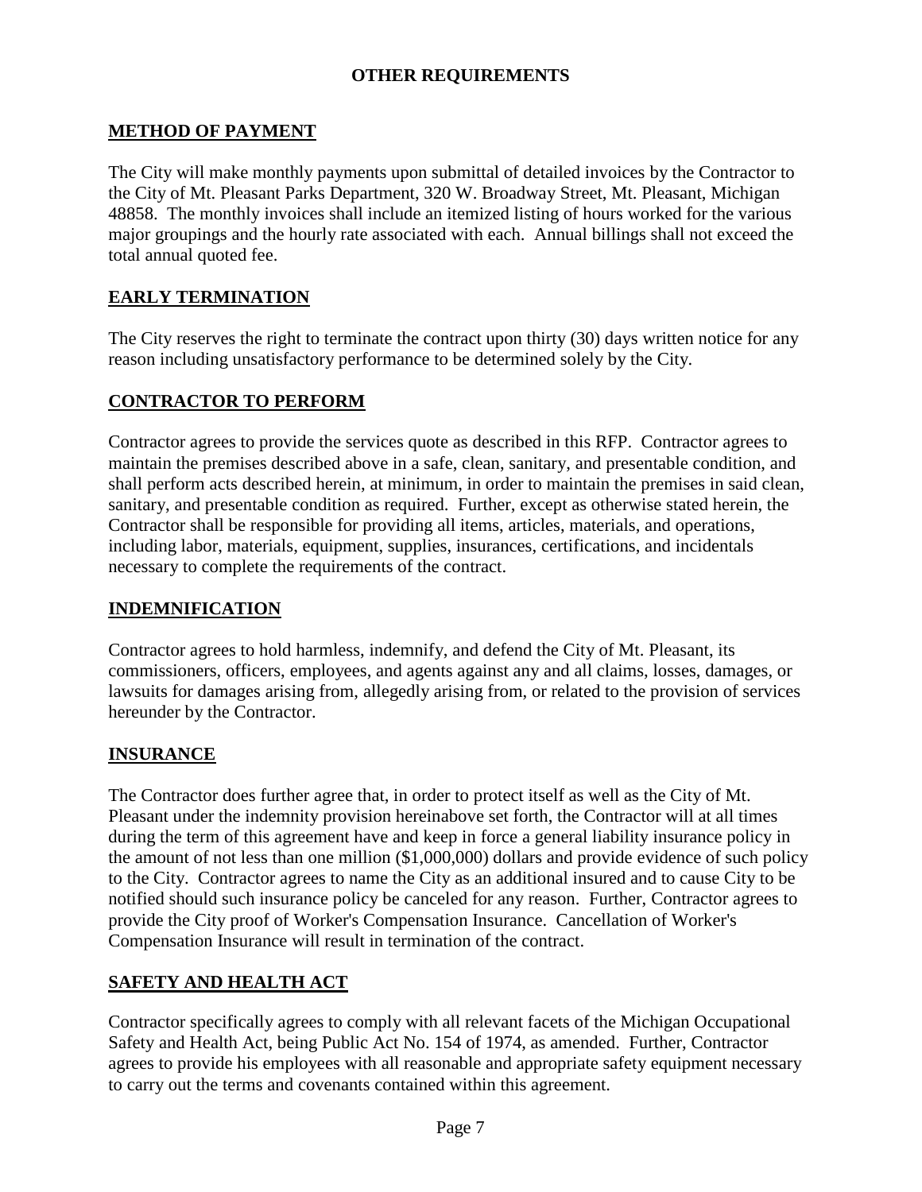## OTHER REQUIREMENTS

### METHOD OF PAYMENT

The City will make monthly payments upon submittal of detailed invoices by the Contractor to the City of Mt. Pleasant Parks Department, 320 W. Broadway Street, Mt. Pleasant, Michigan 48858. The monthly invoices shall include an itemized listing of hours worked for the various major groupings and the hourly rate associated with each. Annual billings shall not exceed the total annual quoted fee.

### EARLY TERMINATION

The City reserves the right to terminate the contract upon thirty (30) days written notice for any reason including unsatisfactory performance to be determined solely by the City.

### CONTRACTOR TO PERFORM

Contractor agrees to provide the services quote as described in this RFP. Contractor agrees to maintain the premises described above in a safe, clean, sanitary, and presentable condition, and shall perform acts described herein, at minimum, in order to maintain the premises in said clean, sanitary, and presentable condition as required. Further, except as otherwise stated herein, the Contractor shall be responsible for providing all items, articles, materials, and operations, including labor, materials, equipment, supplies, insurances, certifications, and incidentals necessary to complete the requirements of the contract.

### INDEMNIFICATION

Contractor agrees to hold harmless, indemnify, and defend the City of Mt. Pleasant, its commissioners, officers, employees, and agents against any and all claims, losses, damages, or lawsuits for damages arising from, allegedly arising from, or related to the provision of services hereunder by the Contractor.

### INSURANCE

The Contractor does further agree that, in order to protect itself as well as the City of Mt. Pleasant under the indemnity provision hereinabove set forth, the Contractor will at all times during the term of this agreement have and keep in force a general liability insurance policy in the amount of not less than one million ($1,000,000) dollars and provide evidence of such policy to the City. Contractor agrees to name the City as an additional insured and to cause City to be notified should such insurance policy be canceled for any reason. Further, Contractor agrees to provide the City proof of Worker's Compensation Insurance. Cancellation of Worker's Compensation Insurance will result in termination of the contract.

### SAFETY AND HEALTH ACT

Contractor specifically agrees to comply with all relevant facets of the Michigan Occupational Safety and Health Act, being Public Act No. 154 of 1974, as amended. Further, Contractor agrees to provide his employees with all reasonable and appropriate safety equipment necessary to carry out the terms and covenants contained within this agreement.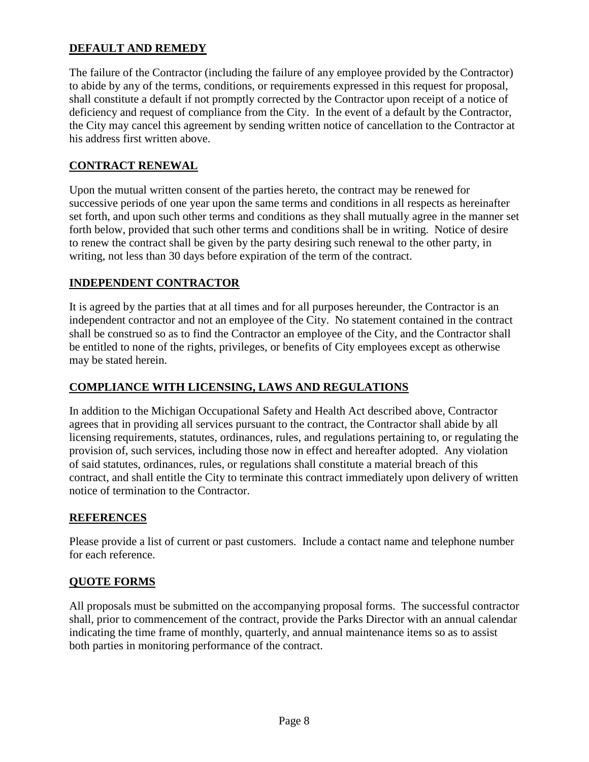## DEFAULT AND REMEDY

The failure of the Contractor (including the failure of any employee provided by the Contractor) to abide by any of the terms, conditions, or requirements expressed in this request for proposal, shall constitute a default if not promptly corrected by the Contractor upon receipt of a notice of deficiency and request of compliance from the City. In the event of a default by the Contractor, the City may cancel this agreement by sending written notice of cancellation to the Contractor at his address first written above.

## CONTRACT RENEWAL

Upon the mutual written consent of the parties hereto, the contract may be renewed for successive periods of one year upon the same terms and conditions in all respects as hereinafter set forth, and upon such other terms and conditions as they shall mutually agree in the manner set forth below, provided that such other terms and conditions shall be in writing. Notice of desire to renew the contract shall be given by the party desiring such renewal to the other party, in writing, not less than 30 days before expiration of the term of the contract.

## INDEPENDENT CONTRACTOR

It is agreed by the parties that at all times and for all purposes hereunder, the Contractor is an independent contractor and not an employee of the City. No statement contained in the contract shall be construed so as to find the Contractor an employee of the City, and the Contractor shall be entitled to none of the rights, privileges, or benefits of City employees except as otherwise may be stated herein.

## COMPLIANCE WITH LICENSING, LAWS AND REGULATIONS

In addition to the Michigan Occupational Safety and Health Act described above, Contractor agrees that in providing all services pursuant to the contract, the Contractor shall abide by all licensing requirements, statutes, ordinances, rules, and regulations pertaining to, or regulating the provision of, such services, including those now in effect and hereafter adopted. Any violation of said statutes, ordinances, rules, or regulations shall constitute a material breach of this contract, and shall entitle the City to terminate this contract immediately upon delivery of written notice of termination to the Contractor.

## REFERENCES

Please provide a list of current or past customers. Include a contact name and telephone number for each reference.

## QUOTE FORMS

All proposals must be submitted on the accompanying proposal forms. The successful contractor shall, prior to commencement of the contract, provide the Parks Director with an annual calendar indicating the time frame of monthly, quarterly, and annual maintenance items so as to assist both parties in monitoring performance of the contract.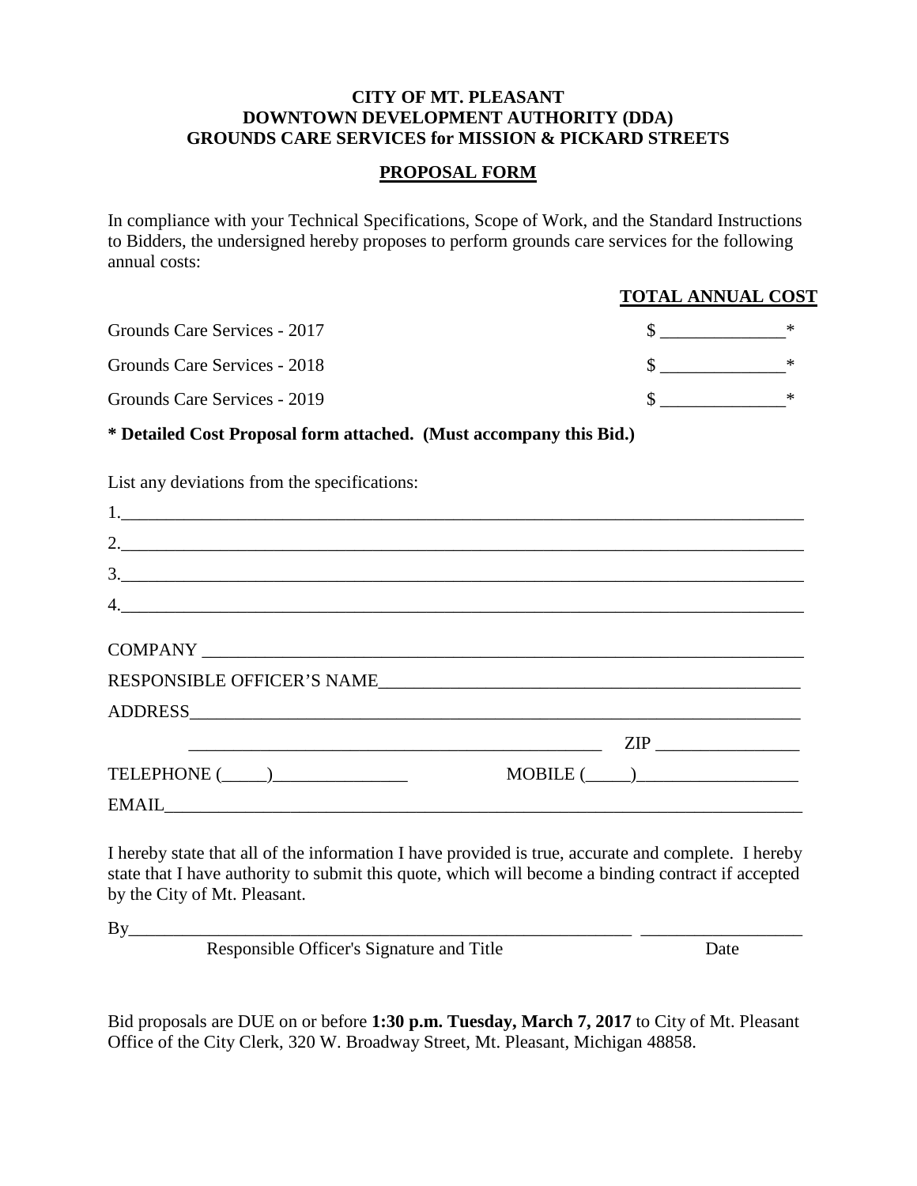**CITY OF MT. PLEASANT**
**DOWNTOWN DEVELOPMENT AUTHORITY (DDA)**
**GROUNDS CARE SERVICES for MISSION & PICKARD STREETS**

## PROPOSAL FORM

In compliance with your Technical Specifications, Scope of Work, and the Standard Instructions to Bidders, the undersigned hereby proposes to perform grounds care services for the following annual costs:

| | **TOTAL ANNUAL COST** |
|---|---|
| Grounds Care Services - 2017 | $ ______________* |
| Grounds Care Services - 2018 | $ ______________* |
| Grounds Care Services - 2019 | $ ______________* |

**\* Detailed Cost Proposal form attached. (Must accompany this Bid.)**

List any deviations from the specifications:

1.______________________________________________________________________________

2.______________________________________________________________________________

3.______________________________________________________________________________

4.______________________________________________________________________________

COMPANY ______________________________________________________________________

RESPONSIBLE OFFICER'S NAME________________________________________________

ADDRESS_______________________________________________________________________

_______________________________________________ ZIP ________________

TELEPHONE (_____)_______________ MOBILE (_____)__________________

EMAIL_________________________________________________________________________

I hereby state that all of the information I have provided is true, accurate and complete. I hereby state that I have authority to submit this quote, which will become a binding contract if accepted by the City of Mt. Pleasant.

By__________________________________________________________ __________________

Responsible Officer's Signature and Title Date

Bid proposals are DUE on or before **1:30 p.m. Tuesday, March 7, 2017** to City of Mt. Pleasant Office of the City Clerk, 320 W. Broadway Street, Mt. Pleasant, Michigan 48858.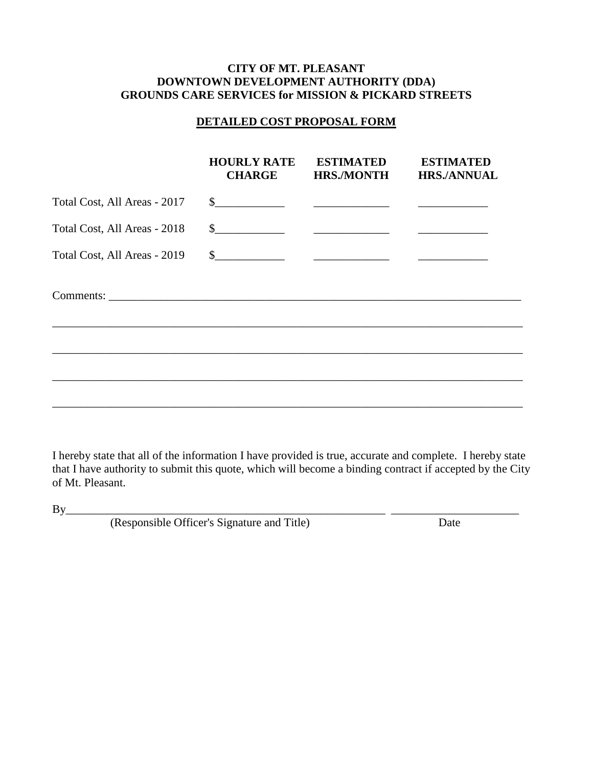**CITY OF MT. PLEASANT**
**DOWNTOWN DEVELOPMENT AUTHORITY (DDA)**
**GROUNDS CARE SERVICES for MISSION & PICKARD STREETS**

**DETAILED COST PROPOSAL FORM**

| | HOURLY RATE CHARGE | ESTIMATED HRS./MONTH | ESTIMATED HRS./ANNUAL |
|---|---|---|---|
| Total Cost, All Areas - 2017 | $____________ | _____________ | ____________ |
| Total Cost, All Areas - 2018 | $____________ | _____________ | ____________ |
| Total Cost, All Areas - 2019 | $____________ | _____________ | ____________ |

Comments: ___________________________________________________________________________

_______________________________________________________________________________

_______________________________________________________________________________

_______________________________________________________________________________

_______________________________________________________________________________

I hereby state that all of the information I have provided is true, accurate and complete. I hereby state that I have authority to submit this quote, which will become a binding contract if accepted by the City of Mt. Pleasant.

By________________________________________________________ _____________________

(Responsible Officer's Signature and Title) Date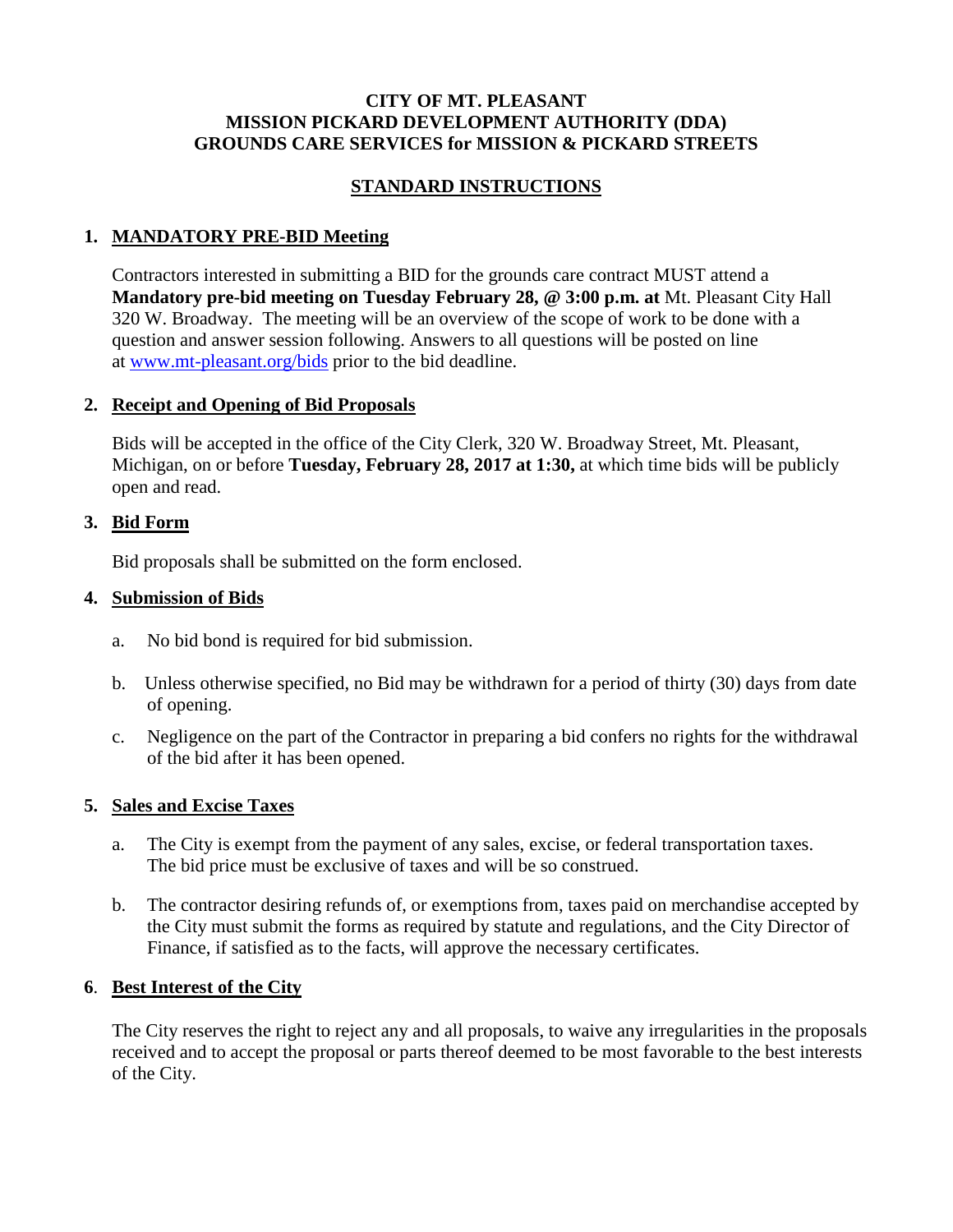**CITY OF MT. PLEASANT**
**MISSION PICKARD DEVELOPMENT AUTHORITY (DDA)**
**GROUNDS CARE SERVICES for MISSION & PICKARD STREETS**

## STANDARD INSTRUCTIONS

### 1. MANDATORY PRE-BID Meeting

Contractors interested in submitting a BID for the grounds care contract MUST attend a **Mandatory pre-bid meeting on Tuesday February 28, @ 3:00 p.m. at** Mt. Pleasant City Hall 320 W. Broadway. The meeting will be an overview of the scope of work to be done with a question and answer session following. Answers to all questions will be posted on line at [www.mt-pleasant.org/bids](www.mt-pleasant.org/bids) prior to the bid deadline.

### 2. Receipt and Opening of Bid Proposals

Bids will be accepted in the office of the City Clerk, 320 W. Broadway Street, Mt. Pleasant, Michigan, on or before **Tuesday, February 28, 2017 at 1:30,** at which time bids will be publicly open and read.

### 3. Bid Form

Bid proposals shall be submitted on the form enclosed.

### 4. Submission of Bids

a. No bid bond is required for bid submission.

b. Unless otherwise specified, no Bid may be withdrawn for a period of thirty (30) days from date of opening.

c. Negligence on the part of the Contractor in preparing a bid confers no rights for the withdrawal of the bid after it has been opened.

### 5. Sales and Excise Taxes

a. The City is exempt from the payment of any sales, excise, or federal transportation taxes. The bid price must be exclusive of taxes and will be so construed.

b. The contractor desiring refunds of, or exemptions from, taxes paid on merchandise accepted by the City must submit the forms as required by statute and regulations, and the City Director of Finance, if satisfied as to the facts, will approve the necessary certificates.

### 6. Best Interest of the City

The City reserves the right to reject any and all proposals, to waive any irregularities in the proposals received and to accept the proposal or parts thereof deemed to be most favorable to the best interests of the City.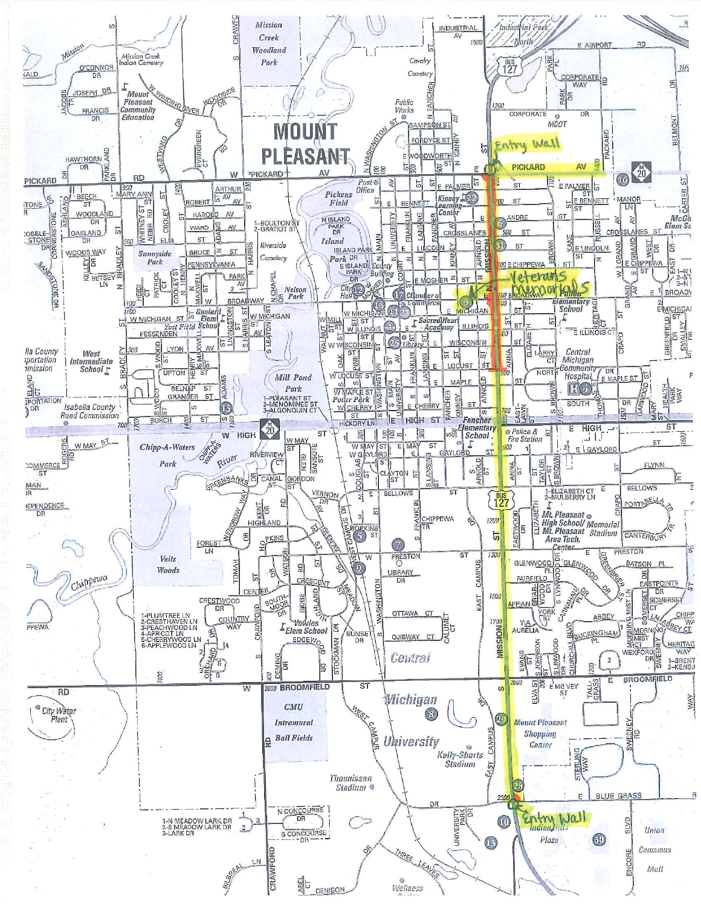MOUNT PLEASANT

Entry Wall

Veterans Memorials

Entry Wall

PICKARD AV

BROADWAY

W HIGH ST

E HIGH ST

BROOMFIELD

BLUE GRASS

MISSION ST

BUS 127

20

Central Michigan University